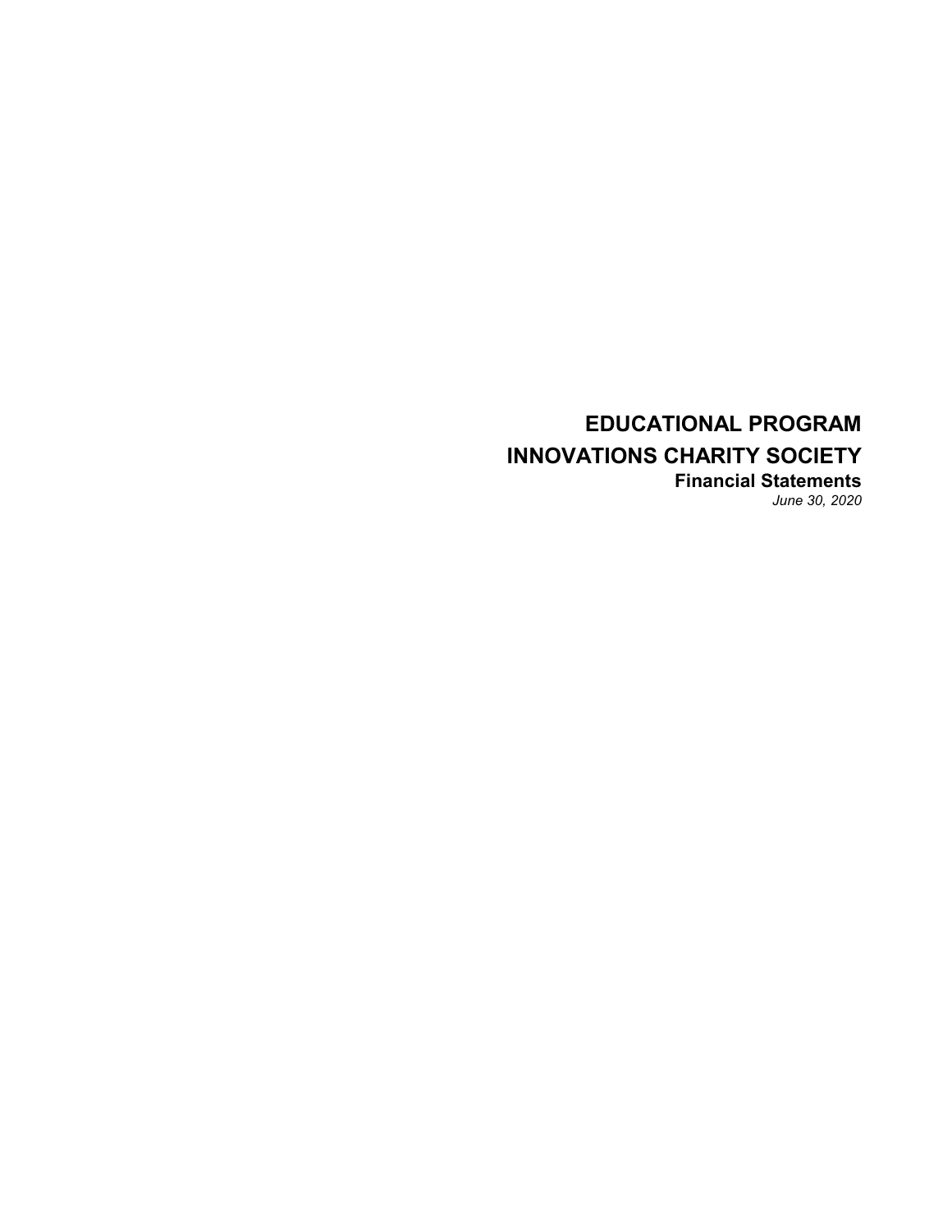# EDUCATIONAL PROGRAM INNOVATIONS CHARITY SOCIETY

**Financial Statements**

*June 30, 2020*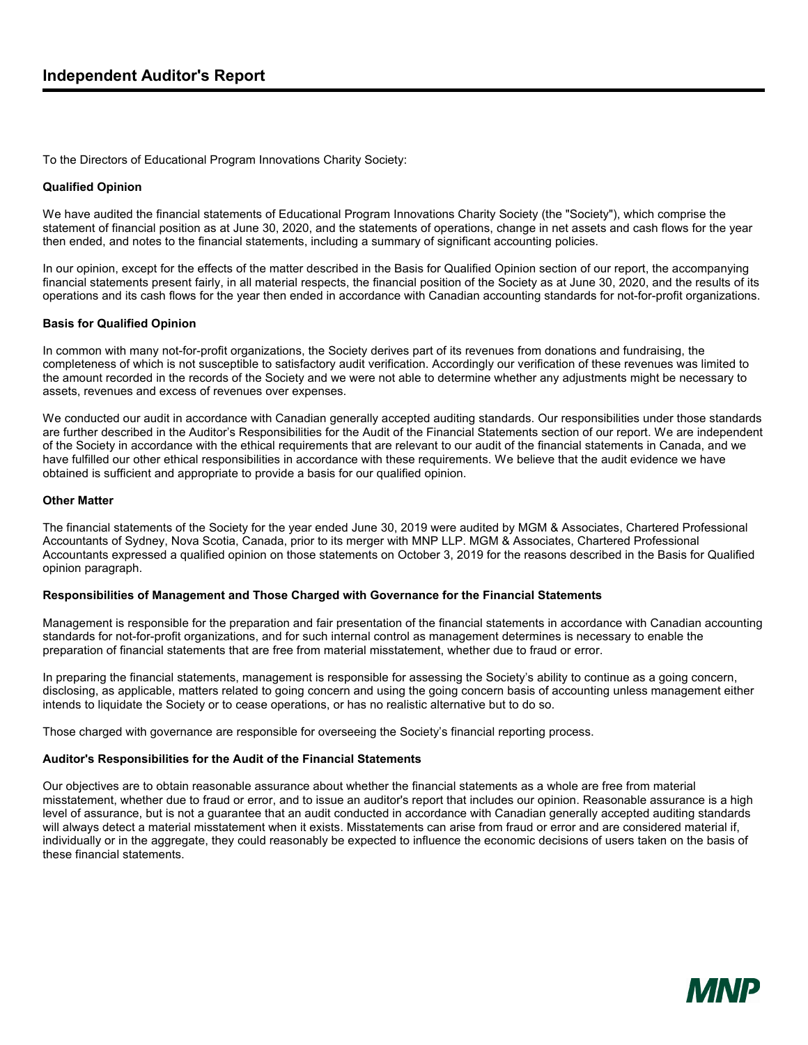# Independent Auditor's Report

To the Directors of Educational Program Innovations Charity Society:

**Qualified Opinion**

We have audited the financial statements of Educational Program Innovations Charity Society (the "Society"), which comprise the statement of financial position as at June 30, 2020, and the statements of operations, change in net assets and cash flows for the year then ended, and notes to the financial statements, including a summary of significant accounting policies.

In our opinion, except for the effects of the matter described in the Basis for Qualified Opinion section of our report, the accompanying financial statements present fairly, in all material respects, the financial position of the Society as at June 30, 2020, and the results of its operations and its cash flows for the year then ended in accordance with Canadian accounting standards for not-for-profit organizations.

**Basis for Qualified Opinion**

In common with many not-for-profit organizations, the Society derives part of its revenues from donations and fundraising, the completeness of which is not susceptible to satisfactory audit verification. Accordingly our verification of these revenues was limited to the amount recorded in the records of the Society and we were not able to determine whether any adjustments might be necessary to assets, revenues and excess of revenues over expenses.

We conducted our audit in accordance with Canadian generally accepted auditing standards. Our responsibilities under those standards are further described in the Auditor's Responsibilities for the Audit of the Financial Statements section of our report. We are independent of the Society in accordance with the ethical requirements that are relevant to our audit of the financial statements in Canada, and we have fulfilled our other ethical responsibilities in accordance with these requirements. We believe that the audit evidence we have obtained is sufficient and appropriate to provide a basis for our qualified opinion.

**Other Matter**

The financial statements of the Society for the year ended June 30, 2019 were audited by MGM & Associates, Chartered Professional Accountants of Sydney, Nova Scotia, Canada, prior to its merger with MNP LLP. MGM & Associates, Chartered Professional Accountants expressed a qualified opinion on those statements on October 3, 2019 for the reasons described in the Basis for Qualified opinion paragraph.

**Responsibilities of Management and Those Charged with Governance for the Financial Statements**

Management is responsible for the preparation and fair presentation of the financial statements in accordance with Canadian accounting standards for not-for-profit organizations, and for such internal control as management determines is necessary to enable the preparation of financial statements that are free from material misstatement, whether due to fraud or error.

In preparing the financial statements, management is responsible for assessing the Society's ability to continue as a going concern, disclosing, as applicable, matters related to going concern and using the going concern basis of accounting unless management either intends to liquidate the Society or to cease operations, or has no realistic alternative but to do so.

Those charged with governance are responsible for overseeing the Society's financial reporting process.

**Auditor's Responsibilities for the Audit of the Financial Statements**

Our objectives are to obtain reasonable assurance about whether the financial statements as a whole are free from material misstatement, whether due to fraud or error, and to issue an auditor's report that includes our opinion. Reasonable assurance is a high level of assurance, but is not a guarantee that an audit conducted in accordance with Canadian generally accepted auditing standards will always detect a material misstatement when it exists. Misstatements can arise from fraud or error and are considered material if, individually or in the aggregate, they could reasonably be expected to influence the economic decisions of users taken on the basis of these financial statements.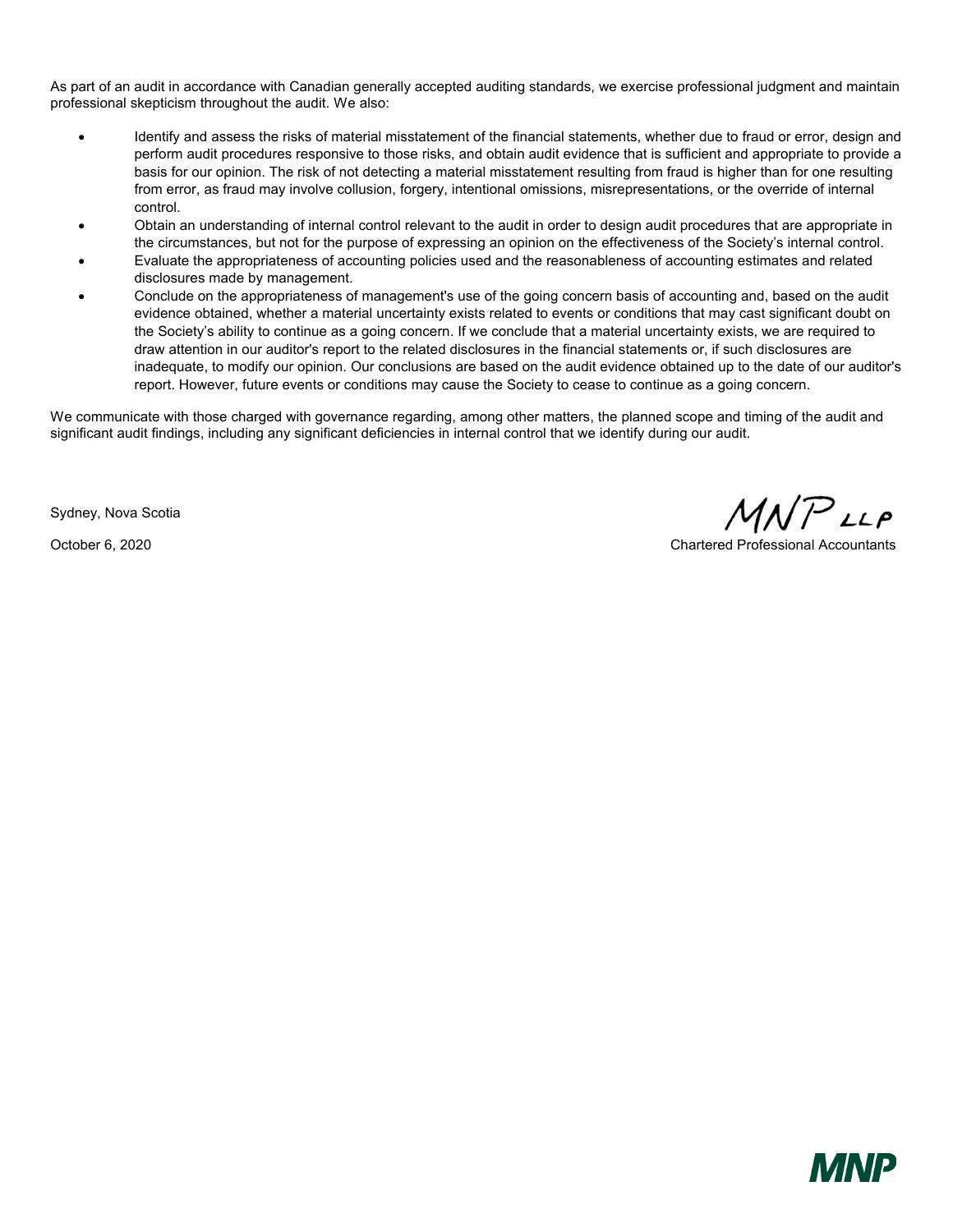As part of an audit in accordance with Canadian generally accepted auditing standards, we exercise professional judgment and maintain professional skepticism throughout the audit. We also:

- Identify and assess the risks of material misstatement of the financial statements, whether due to fraud or error, design and perform audit procedures responsive to those risks, and obtain audit evidence that is sufficient and appropriate to provide a basis for our opinion. The risk of not detecting a material misstatement resulting from fraud is higher than for one resulting from error, as fraud may involve collusion, forgery, intentional omissions, misrepresentations, or the override of internal control.
- Obtain an understanding of internal control relevant to the audit in order to design audit procedures that are appropriate in the circumstances, but not for the purpose of expressing an opinion on the effectiveness of the Society's internal control.
- Evaluate the appropriateness of accounting policies used and the reasonableness of accounting estimates and related disclosures made by management.
- Conclude on the appropriateness of management's use of the going concern basis of accounting and, based on the audit evidence obtained, whether a material uncertainty exists related to events or conditions that may cast significant doubt on the Society's ability to continue as a going concern. If we conclude that a material uncertainty exists, we are required to draw attention in our auditor's report to the related disclosures in the financial statements or, if such disclosures are inadequate, to modify our opinion. Our conclusions are based on the audit evidence obtained up to the date of our auditor's report. However, future events or conditions may cause the Society to cease to continue as a going concern.

We communicate with those charged with governance regarding, among other matters, the planned scope and timing of the audit and significant audit findings, including any significant deficiencies in internal control that we identify during our audit.

Sydney, Nova Scotia

October 6, 2020

MNP LLP

Chartered Professional Accountants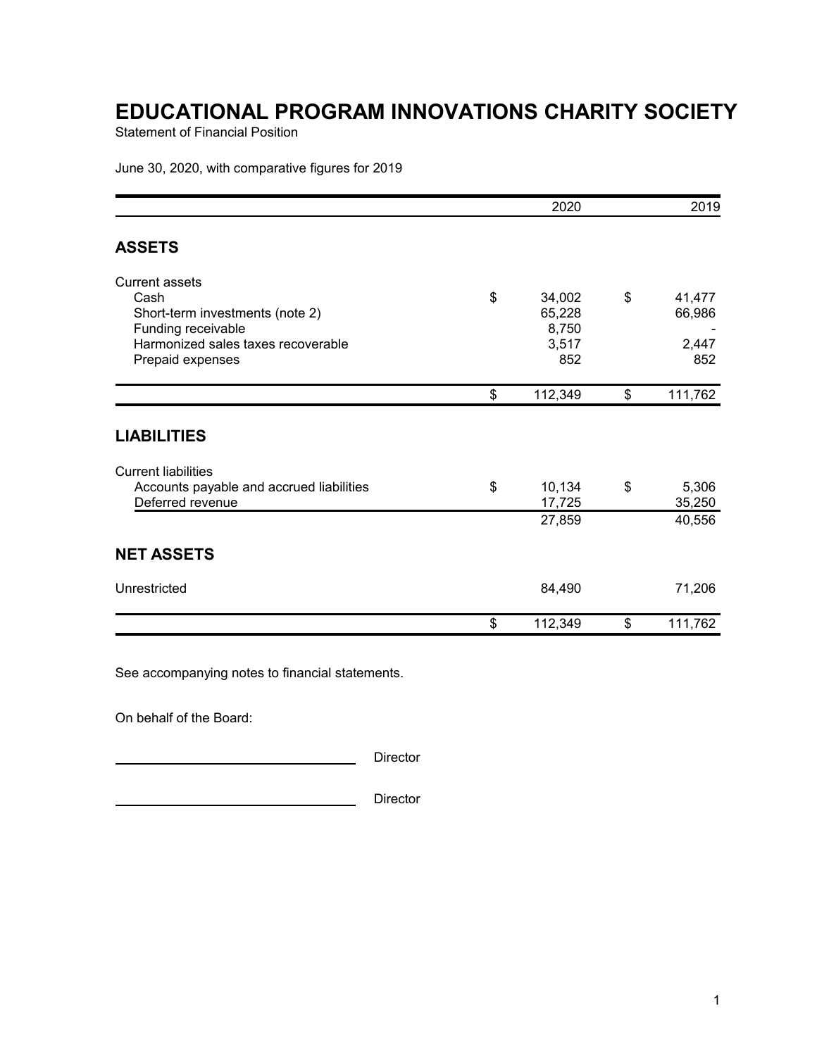# EDUCATIONAL PROGRAM INNOVATIONS CHARITY SOCIETY

Statement of Financial Position

June 30, 2020, with comparative figures for 2019

| | 2020 | 2019 |
|---|---|---|
| **ASSETS** | | |
| Current assets | | |
| Cash | $ 34,002 | $ 41,477 |
| Short-term investments (note 2) | 65,228 | 66,986 |
| Funding receivable | 8,750 | - |
| Harmonized sales taxes recoverable | 3,517 | 2,447 |
| Prepaid expenses | 852 | 852 |
| | $ 112,349 | $ 111,762 |
| **LIABILITIES** | | |
| Current liabilities | | |
| Accounts payable and accrued liabilities | $ 10,134 | $ 5,306 |
| Deferred revenue | 17,725 | 35,250 |
| | 27,859 | 40,556 |
| **NET ASSETS** | | |
| Unrestricted | 84,490 | 71,206 |
| | $ 112,349 | $ 111,762 |

See accompanying notes to financial statements.

On behalf of the Board:

\_\_\_\_\_\_\_\_\_\_\_\_\_\_\_\_\_\_\_\_\_\_\_\_\_\_\_\_\_\_ Director

\_\_\_\_\_\_\_\_\_\_\_\_\_\_\_\_\_\_\_\_\_\_\_\_\_\_\_\_\_\_ Director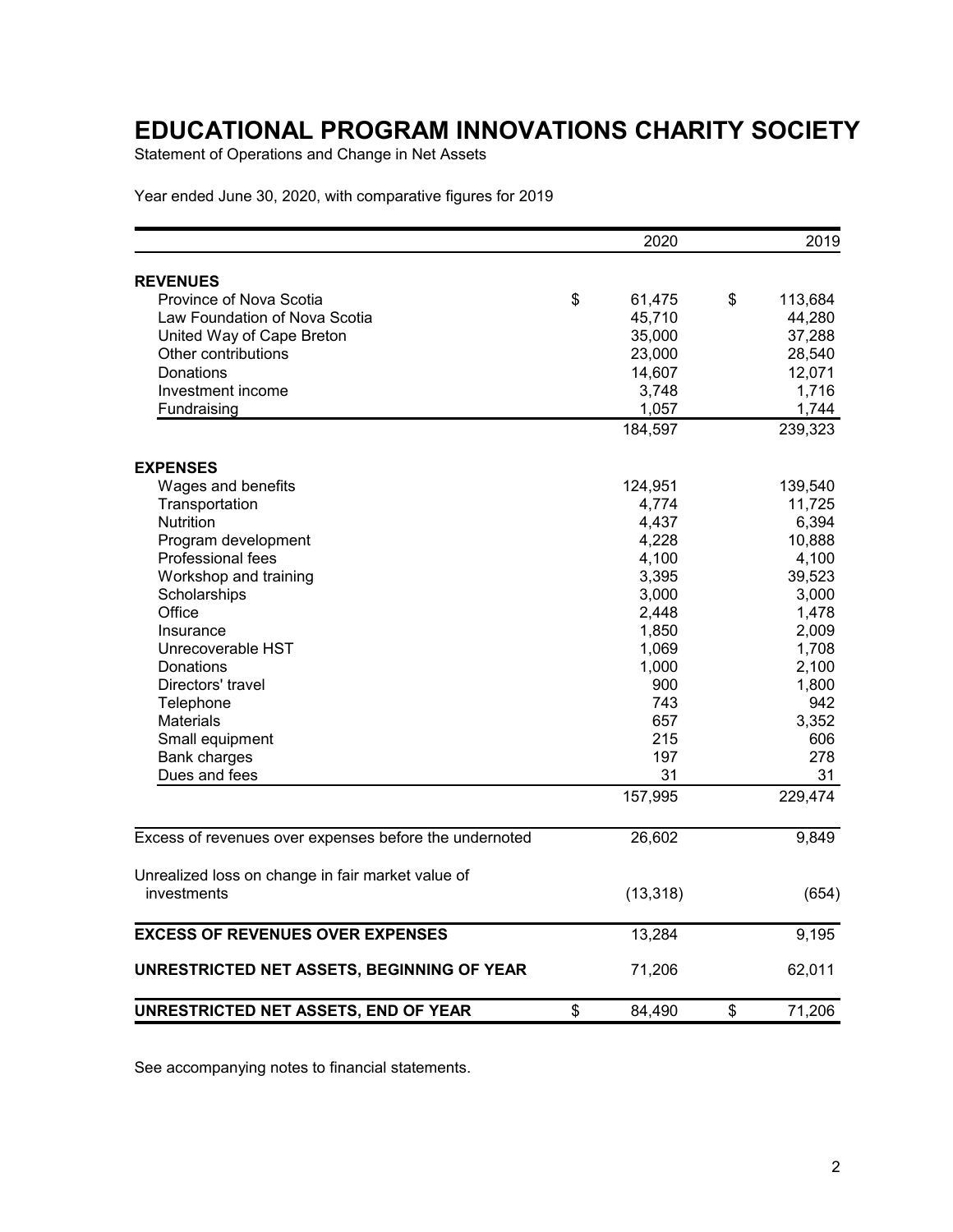# EDUCATIONAL PROGRAM INNOVATIONS CHARITY SOCIETY

Statement of Operations and Change in Net Assets

Year ended June 30, 2020, with comparative figures for 2019

| | 2020 | 2019 |
|---|---|---|
| **REVENUES** | | |
| Province of Nova Scotia | $ 61,475 | $ 113,684 |
| Law Foundation of Nova Scotia | 45,710 | 44,280 |
| United Way of Cape Breton | 35,000 | 37,288 |
| Other contributions | 23,000 | 28,540 |
| Donations | 14,607 | 12,071 |
| Investment income | 3,748 | 1,716 |
| Fundraising | 1,057 | 1,744 |
| | 184,597 | 239,323 |
| **EXPENSES** | | |
| Wages and benefits | 124,951 | 139,540 |
| Transportation | 4,774 | 11,725 |
| Nutrition | 4,437 | 6,394 |
| Program development | 4,228 | 10,888 |
| Professional fees | 4,100 | 4,100 |
| Workshop and training | 3,395 | 39,523 |
| Scholarships | 3,000 | 3,000 |
| Office | 2,448 | 1,478 |
| Insurance | 1,850 | 2,009 |
| Unrecoverable HST | 1,069 | 1,708 |
| Donations | 1,000 | 2,100 |
| Directors' travel | 900 | 1,800 |
| Telephone | 743 | 942 |
| Materials | 657 | 3,352 |
| Small equipment | 215 | 606 |
| Bank charges | 197 | 278 |
| Dues and fees | 31 | 31 |
| | 157,995 | 229,474 |
| Excess of revenues over expenses before the undernoted | 26,602 | 9,849 |
| Unrealized loss on change in fair market value of investments | (13,318) | (654) |
| **EXCESS OF REVENUES OVER EXPENSES** | 13,284 | 9,195 |
| **UNRESTRICTED NET ASSETS, BEGINNING OF YEAR** | 71,206 | 62,011 |
| **UNRESTRICTED NET ASSETS, END OF YEAR** | $ 84,490 | $ 71,206 |

See accompanying notes to financial statements.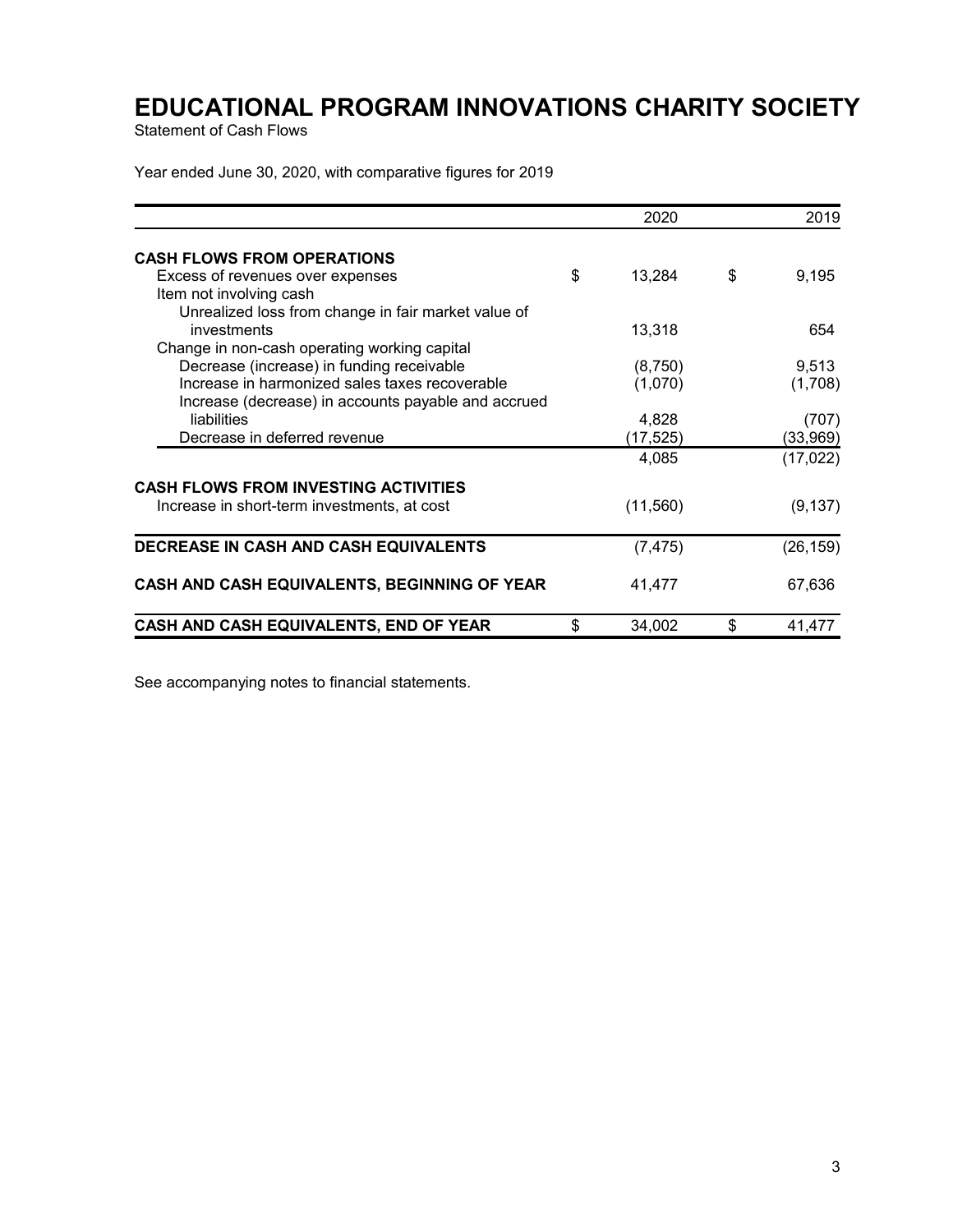# EDUCATIONAL PROGRAM INNOVATIONS CHARITY SOCIETY

Statement of Cash Flows

Year ended June 30, 2020, with comparative figures for 2019

| | 2020 | 2019 |
|---|---|---|
| **CASH FLOWS FROM OPERATIONS** | | |
| Excess of revenues over expenses | $ 13,284 | $ 9,195 |
| Item not involving cash | | |
| Unrealized loss from change in fair market value of investments | 13,318 | 654 |
| Change in non-cash operating working capital | | |
| Decrease (increase) in funding receivable | (8,750) | 9,513 |
| Increase in harmonized sales taxes recoverable | (1,070) | (1,708) |
| Increase (decrease) in accounts payable and accrued liabilities | 4,828 | (707) |
| Decrease in deferred revenue | (17,525) | (33,969) |
| | 4,085 | (17,022) |
| **CASH FLOWS FROM INVESTING ACTIVITIES** | | |
| Increase in short-term investments, at cost | (11,560) | (9,137) |
| **DECREASE IN CASH AND CASH EQUIVALENTS** | (7,475) | (26,159) |
| **CASH AND CASH EQUIVALENTS, BEGINNING OF YEAR** | 41,477 | 67,636 |
| **CASH AND CASH EQUIVALENTS, END OF YEAR** | $ 34,002 | $ 41,477 |

See accompanying notes to financial statements.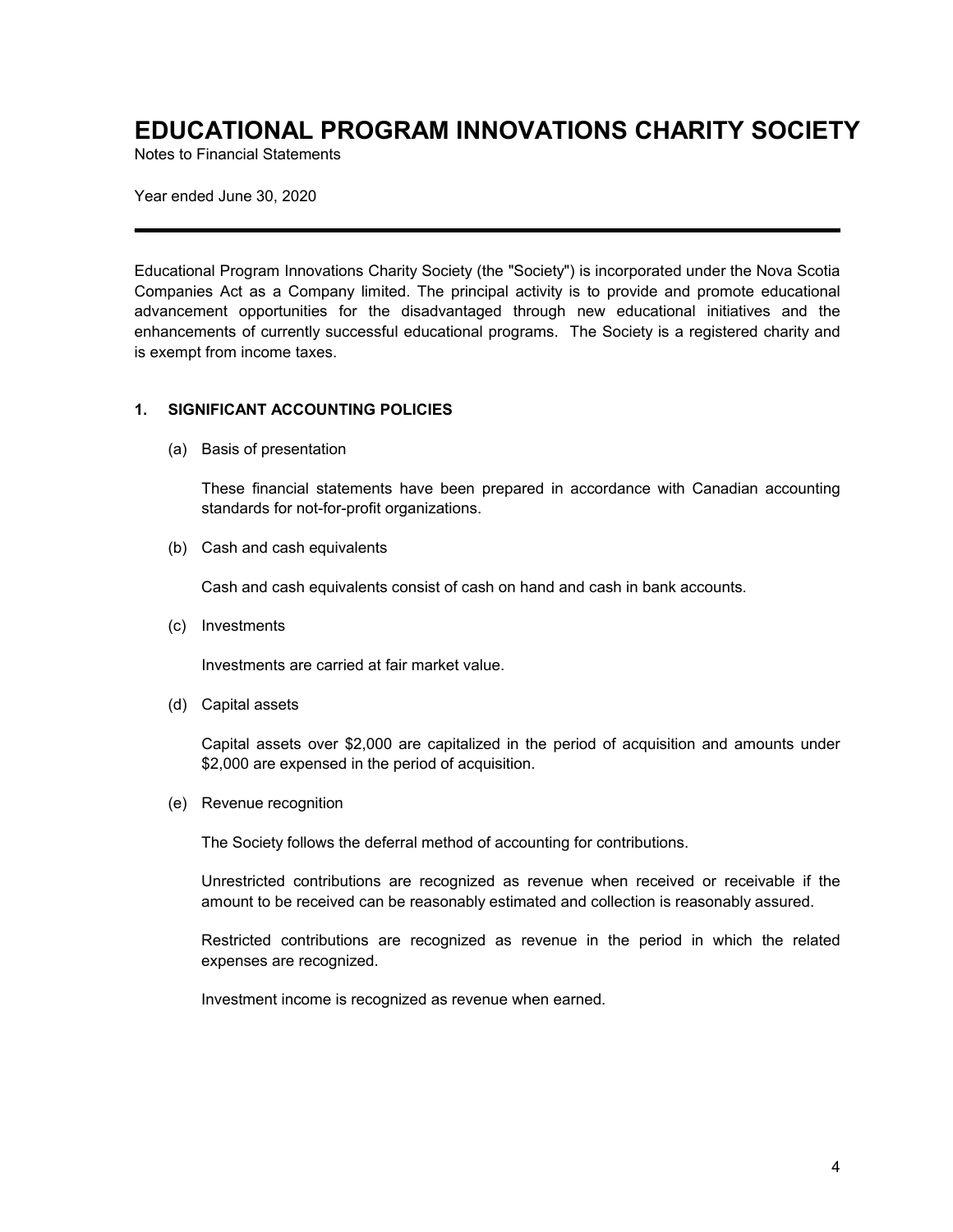# EDUCATIONAL PROGRAM INNOVATIONS CHARITY SOCIETY

Notes to Financial Statements

Year ended June 30, 2020

---

Educational Program Innovations Charity Society (the "Society") is incorporated under the Nova Scotia Companies Act as a Company limited. The principal activity is to provide and promote educational advancement opportunities for the disadvantaged through new educational initiatives and the enhancements of currently successful educational programs. The Society is a registered charity and is exempt from income taxes.

## 1. SIGNIFICANT ACCOUNTING POLICIES

(a) Basis of presentation

These financial statements have been prepared in accordance with Canadian accounting standards for not-for-profit organizations.

(b) Cash and cash equivalents

Cash and cash equivalents consist of cash on hand and cash in bank accounts.

(c) Investments

Investments are carried at fair market value.

(d) Capital assets

Capital assets over $2,000 are capitalized in the period of acquisition and amounts under $2,000 are expensed in the period of acquisition.

(e) Revenue recognition

The Society follows the deferral method of accounting for contributions.

Unrestricted contributions are recognized as revenue when received or receivable if the amount to be received can be reasonably estimated and collection is reasonably assured.

Restricted contributions are recognized as revenue in the period in which the related expenses are recognized.

Investment income is recognized as revenue when earned.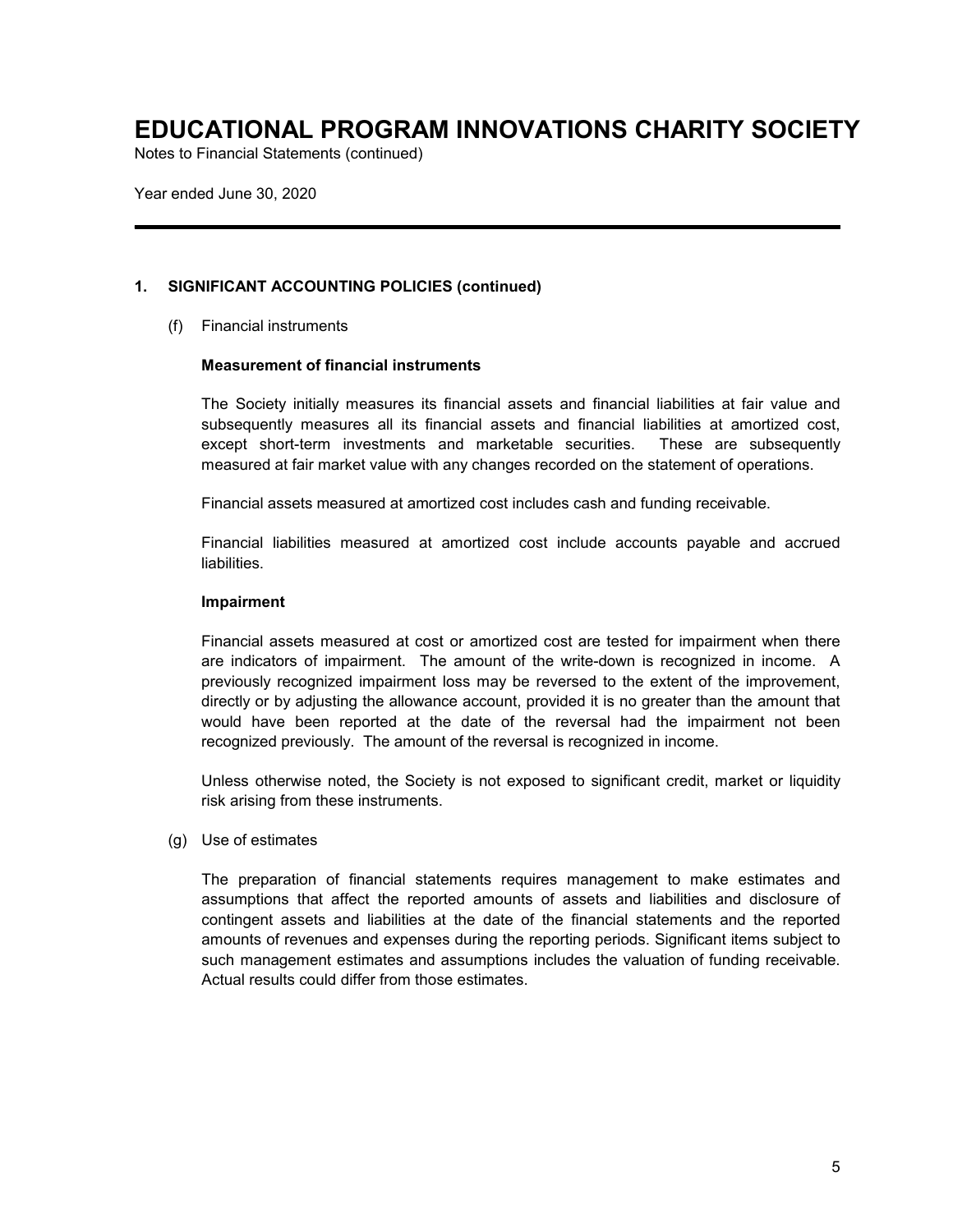# EDUCATIONAL PROGRAM INNOVATIONS CHARITY SOCIETY

Notes to Financial Statements (continued)

Year ended June 30, 2020

## 1. SIGNIFICANT ACCOUNTING POLICIES (continued)

(f) Financial instruments

**Measurement of financial instruments**

The Society initially measures its financial assets and financial liabilities at fair value and subsequently measures all its financial assets and financial liabilities at amortized cost, except short-term investments and marketable securities. These are subsequently measured at fair market value with any changes recorded on the statement of operations.

Financial assets measured at amortized cost includes cash and funding receivable.

Financial liabilities measured at amortized cost include accounts payable and accrued liabilities.

**Impairment**

Financial assets measured at cost or amortized cost are tested for impairment when there are indicators of impairment. The amount of the write-down is recognized in income. A previously recognized impairment loss may be reversed to the extent of the improvement, directly or by adjusting the allowance account, provided it is no greater than the amount that would have been reported at the date of the reversal had the impairment not been recognized previously. The amount of the reversal is recognized in income.

Unless otherwise noted, the Society is not exposed to significant credit, market or liquidity risk arising from these instruments.

(g) Use of estimates

The preparation of financial statements requires management to make estimates and assumptions that affect the reported amounts of assets and liabilities and disclosure of contingent assets and liabilities at the date of the financial statements and the reported amounts of revenues and expenses during the reporting periods. Significant items subject to such management estimates and assumptions includes the valuation of funding receivable. Actual results could differ from those estimates.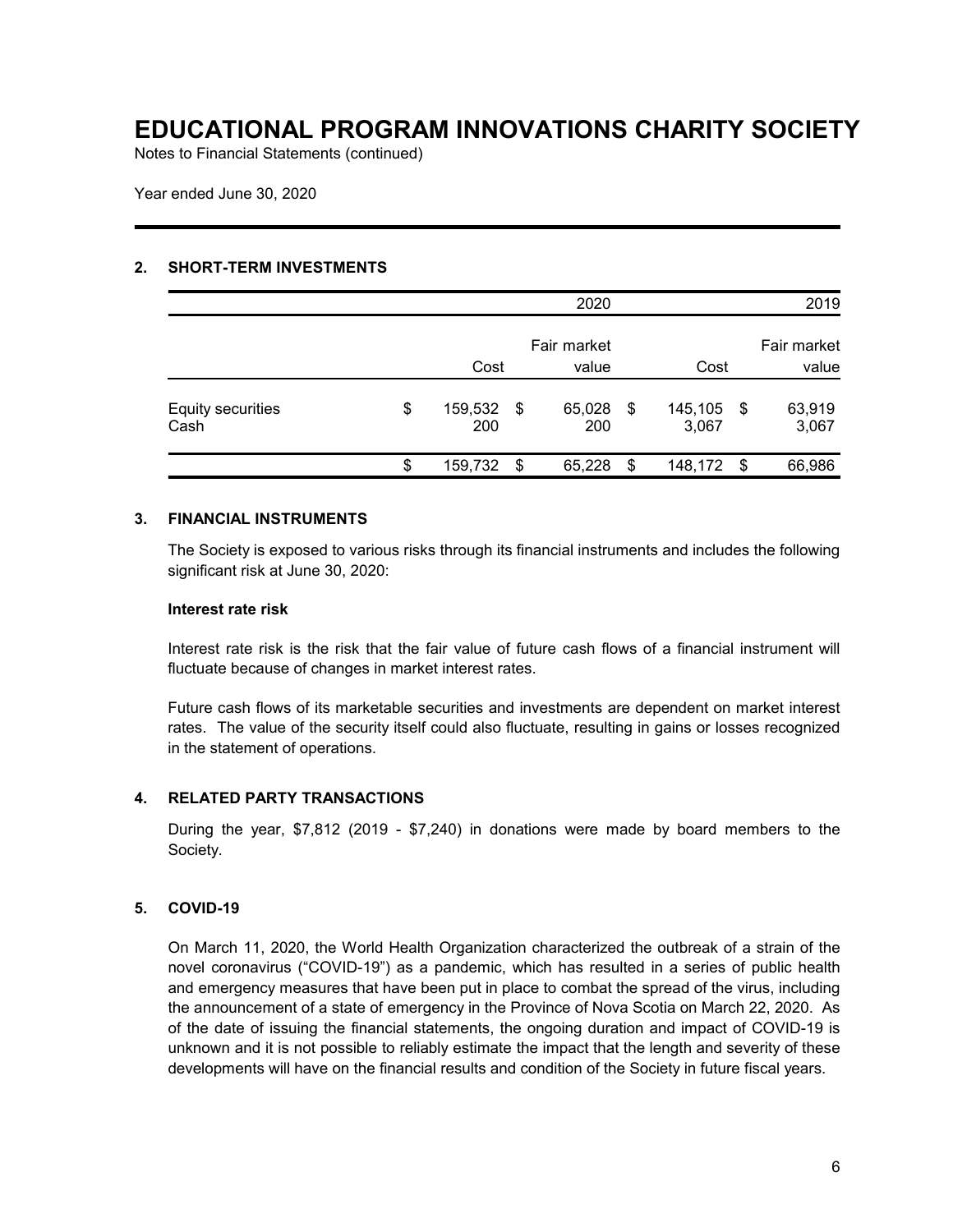# EDUCATIONAL PROGRAM INNOVATIONS CHARITY SOCIETY

Notes to Financial Statements (continued)

Year ended June 30, 2020

## 2. SHORT-TERM INVESTMENTS

| | 2020 | | 2019 | |
|---|---|---|---|---|
| | Cost | Fair market value | Cost | Fair market value |
| Equity securities | $ 159,532 | $ 65,028 | $ 145,105 | $ 63,919 |
| Cash | 200 | 200 | 3,067 | 3,067 |
| | $ 159,732 | $ 65,228 | $ 148,172 | $ 66,986 |

## 3. FINANCIAL INSTRUMENTS

The Society is exposed to various risks through its financial instruments and includes the following significant risk at June 30, 2020:

**Interest rate risk**

Interest rate risk is the risk that the fair value of future cash flows of a financial instrument will fluctuate because of changes in market interest rates.

Future cash flows of its marketable securities and investments are dependent on market interest rates. The value of the security itself could also fluctuate, resulting in gains or losses recognized in the statement of operations.

## 4. RELATED PARTY TRANSACTIONS

During the year, $7,812 (2019 - $7,240) in donations were made by board members to the Society.

## 5. COVID-19

On March 11, 2020, the World Health Organization characterized the outbreak of a strain of the novel coronavirus ("COVID-19") as a pandemic, which has resulted in a series of public health and emergency measures that have been put in place to combat the spread of the virus, including the announcement of a state of emergency in the Province of Nova Scotia on March 22, 2020. As of the date of issuing the financial statements, the ongoing duration and impact of COVID-19 is unknown and it is not possible to reliably estimate the impact that the length and severity of these developments will have on the financial results and condition of the Society in future fiscal years.